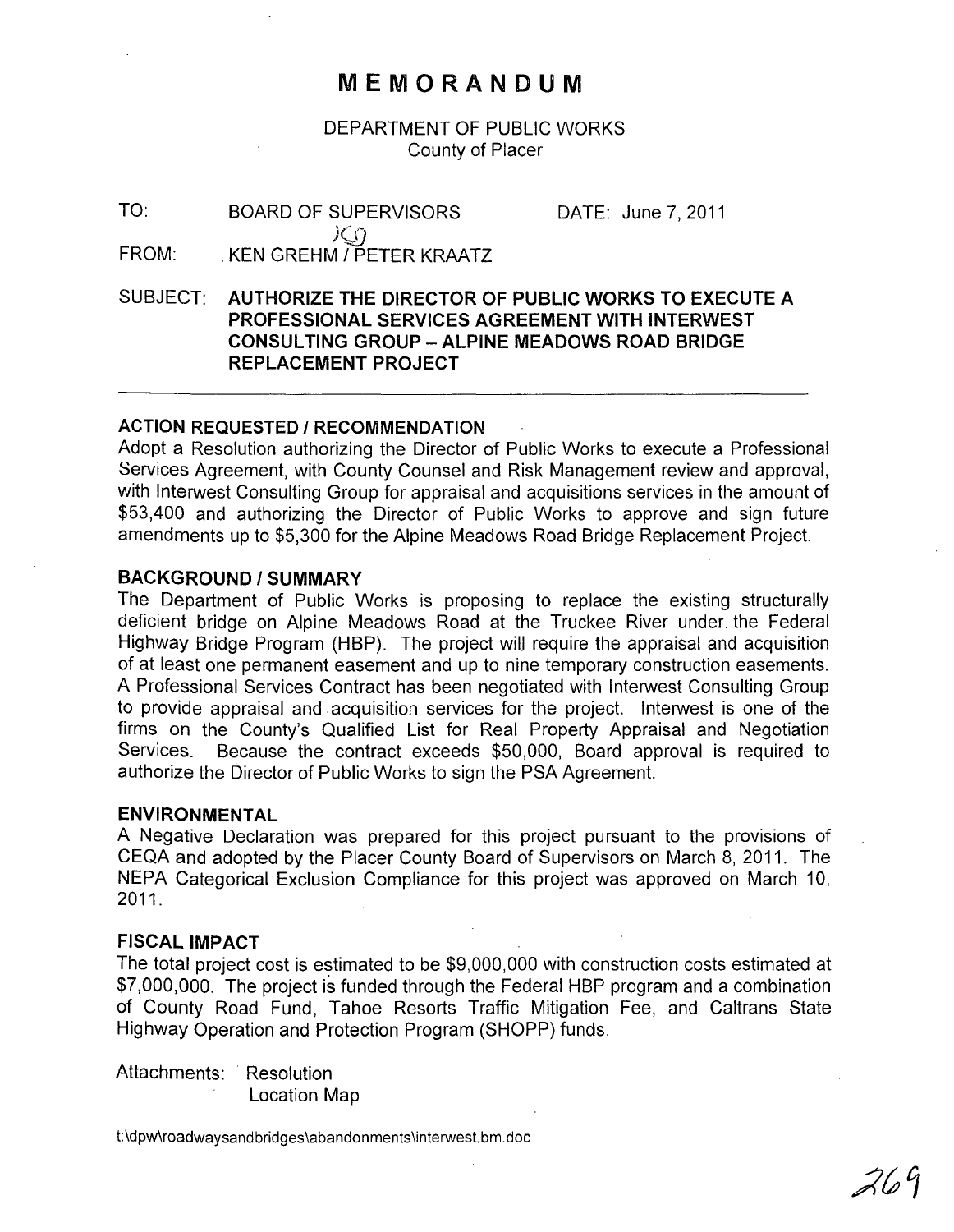# MEMORANDUM

DEPARTMENT OF PUBLIC WORKS
County of Placer

TO: BOARD OF SUPERVISORS DATE: June 7, 2011

FROM: KEN GREHM / PETER KRAATZ

SUBJECT: **AUTHORIZE THE DIRECTOR OF PUBLIC WORKS TO EXECUTE A PROFESSIONAL SERVICES AGREEMENT WITH INTERWEST CONSULTING GROUP – ALPINE MEADOWS ROAD BRIDGE REPLACEMENT PROJECT**

---

### ACTION REQUESTED / RECOMMENDATION

Adopt a Resolution authorizing the Director of Public Works to execute a Professional Services Agreement, with County Counsel and Risk Management review and approval, with Interwest Consulting Group for appraisal and acquisitions services in the amount of $53,400 and authorizing the Director of Public Works to approve and sign future amendments up to $5,300 for the Alpine Meadows Road Bridge Replacement Project.

### BACKGROUND / SUMMARY

The Department of Public Works is proposing to replace the existing structurally deficient bridge on Alpine Meadows Road at the Truckee River under the Federal Highway Bridge Program (HBP). The project will require the appraisal and acquisition of at least one permanent easement and up to nine temporary construction easements. A Professional Services Contract has been negotiated with Interwest Consulting Group to provide appraisal and acquisition services for the project. Interwest is one of the firms on the County's Qualified List for Real Property Appraisal and Negotiation Services. Because the contract exceeds $50,000, Board approval is required to authorize the Director of Public Works to sign the PSA Agreement.

### ENVIRONMENTAL

A Negative Declaration was prepared for this project pursuant to the provisions of CEQA and adopted by the Placer County Board of Supervisors on March 8, 2011. The NEPA Categorical Exclusion Compliance for this project was approved on March 10, 2011.

### FISCAL IMPACT

The total project cost is estimated to be $9,000,000 with construction costs estimated at $7,000,000. The project is funded through the Federal HBP program and a combination of County Road Fund, Tahoe Resorts Traffic Mitigation Fee, and Caltrans State Highway Operation and Protection Program (SHOPP) funds.

Attachments: Resolution
Location Map

t:\dpw\roadwaysandbridges\abandonments\interwest.bm.doc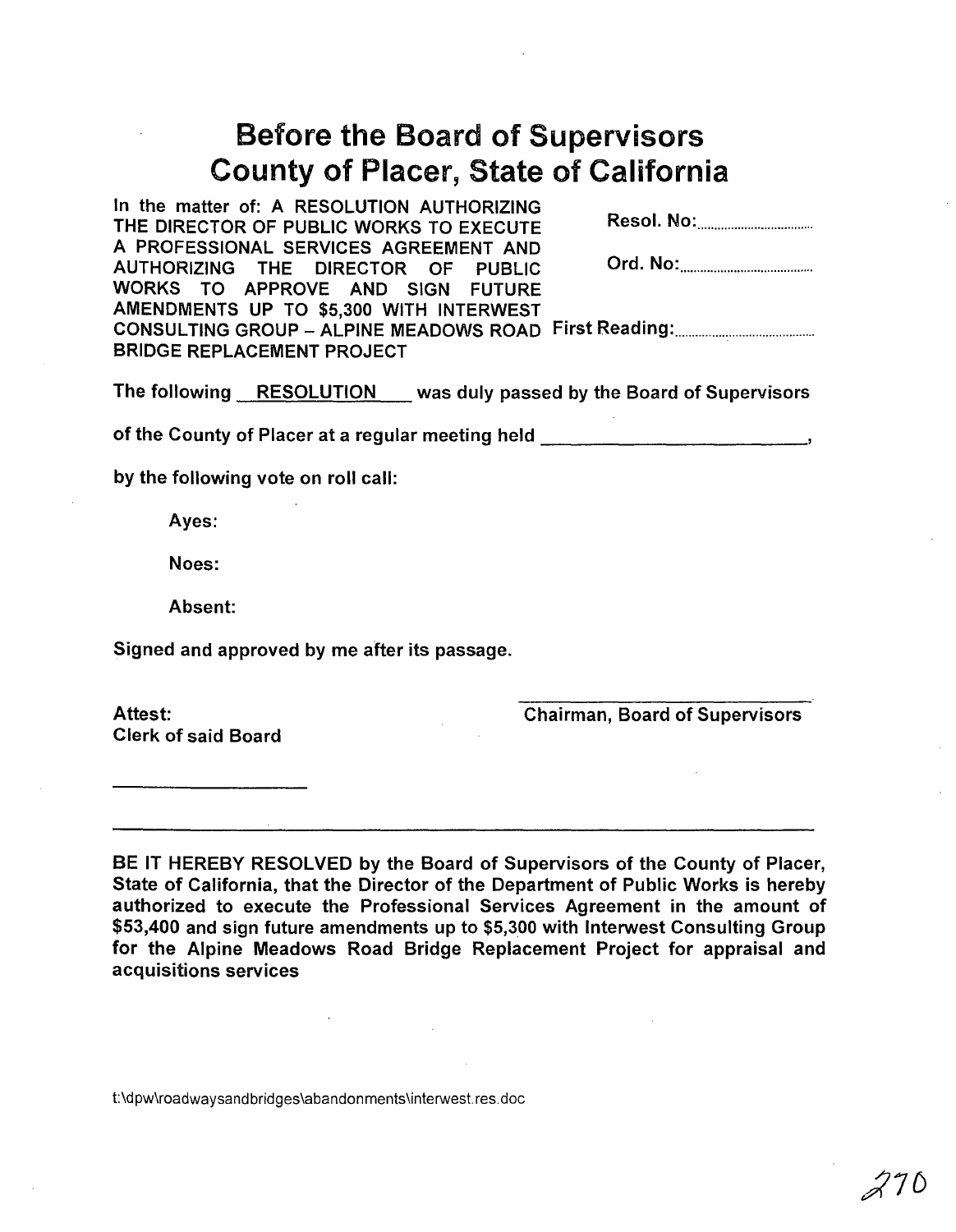# Before the Board of Supervisors
# County of Placer, State of California

In the matter of: A RESOLUTION AUTHORIZING THE DIRECTOR OF PUBLIC WORKS TO EXECUTE A PROFESSIONAL SERVICES AGREEMENT AND AUTHORIZING THE DIRECTOR OF PUBLIC WORKS TO APPROVE AND SIGN FUTURE AMENDMENTS UP TO $5,300 WITH INTERWEST CONSULTING GROUP – ALPINE MEADOWS ROAD BRIDGE REPLACEMENT PROJECT

Resol. No:..................................

Ord. No:......................................

First Reading:......................................

The following RESOLUTION was duly passed by the Board of Supervisors

of the County of Placer at a regular meeting held ______________________,

by the following vote on roll call:

Ayes:

Noes:

Absent:

Signed and approved by me after its passage.

Chairman, Board of Supervisors

Attest:
Clerk of said Board

---

**BE IT HEREBY RESOLVED by the Board of Supervisors of the County of Placer, State of California, that the Director of the Department of Public Works is hereby authorized to execute the Professional Services Agreement in the amount of $53,400 and sign future amendments up to $5,300 with Interwest Consulting Group for the Alpine Meadows Road Bridge Replacement Project for appraisal and acquisitions services**

t:\dpw\roadwaysandbridges\abandonments\interwest.res.doc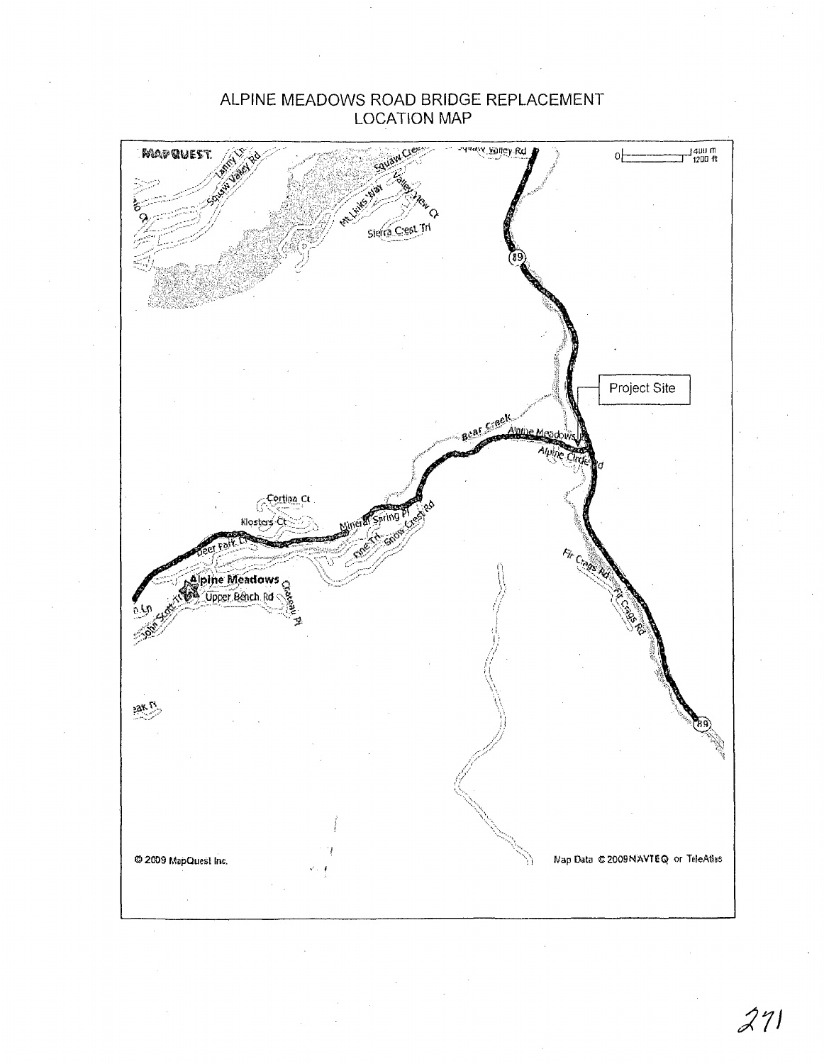# ALPINE MEADOWS ROAD BRIDGE REPLACEMENT LOCATION MAP